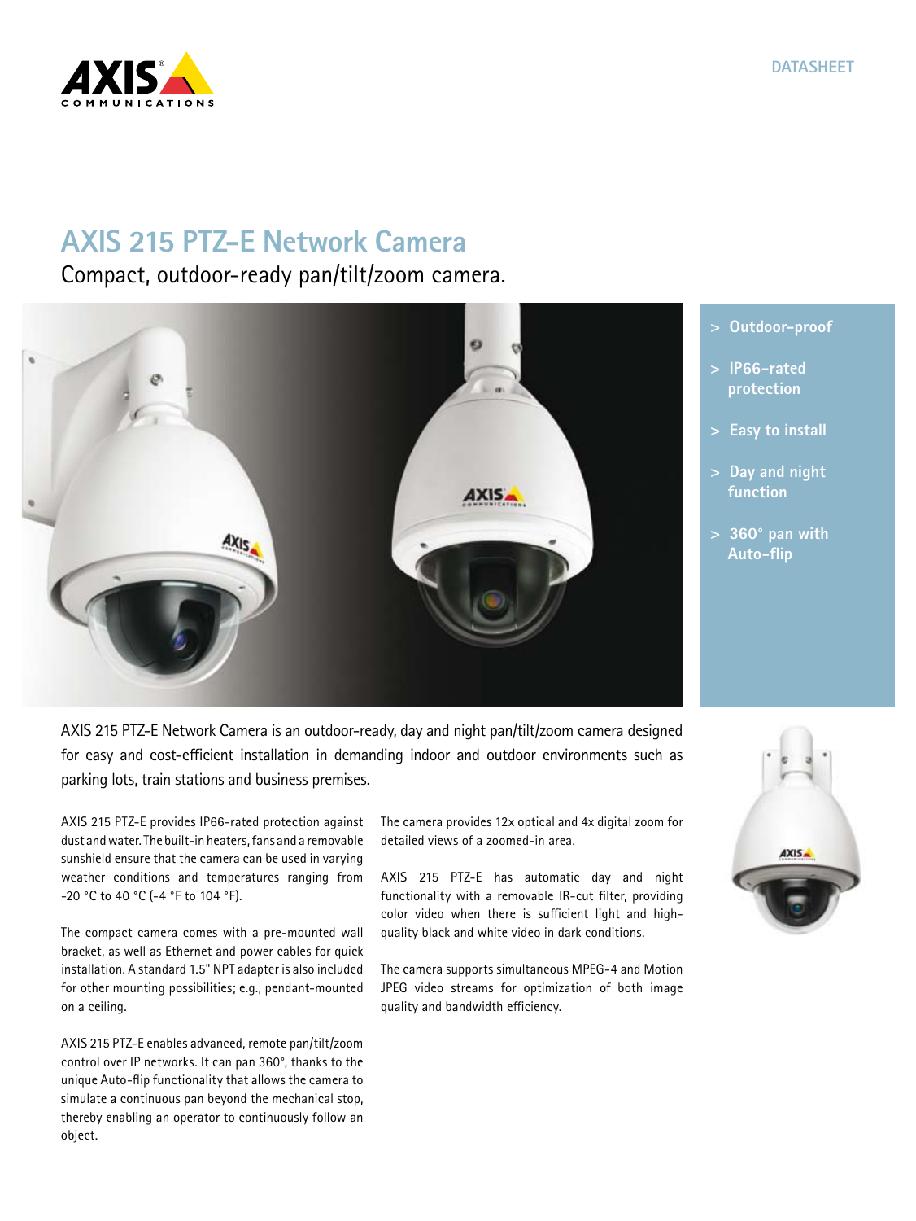DATASHEET

# AXIS 215 PTZ-E Network Camera

## Compact, outdoor-ready pan/tilt/zoom camera.

- > Outdoor-proof
- > IP66-rated protection
- > Easy to install
- > Day and night function
- > 360° pan with Auto-flip

AXIS 215 PTZ-E Network Camera is an outdoor-ready, day and night pan/tilt/zoom camera designed for easy and cost-efficient installation in demanding indoor and outdoor environments such as parking lots, train stations and business premises.

AXIS 215 PTZ-E provides IP66-rated protection against dust and water. The built-in heaters, fans and a removable sunshield ensure that the camera can be used in varying weather conditions and temperatures ranging from -20 °C to 40 °C (-4 °F to 104 °F).

The compact camera comes with a pre-mounted wall bracket, as well as Ethernet and power cables for quick installation. A standard 1.5" NPT adapter is also included for other mounting possibilities; e.g., pendant-mounted on a ceiling.

AXIS 215 PTZ-E enables advanced, remote pan/tilt/zoom control over IP networks. It can pan 360°, thanks to the unique Auto-flip functionality that allows the camera to simulate a continuous pan beyond the mechanical stop, thereby enabling an operator to continuously follow an object.

The camera provides 12x optical and 4x digital zoom for detailed views of a zoomed-in area.

AXIS 215 PTZ-E has automatic day and night functionality with a removable IR-cut filter, providing color video when there is sufficient light and high-quality black and white video in dark conditions.

The camera supports simultaneous MPEG-4 and Motion JPEG video streams for optimization of both image quality and bandwidth efficiency.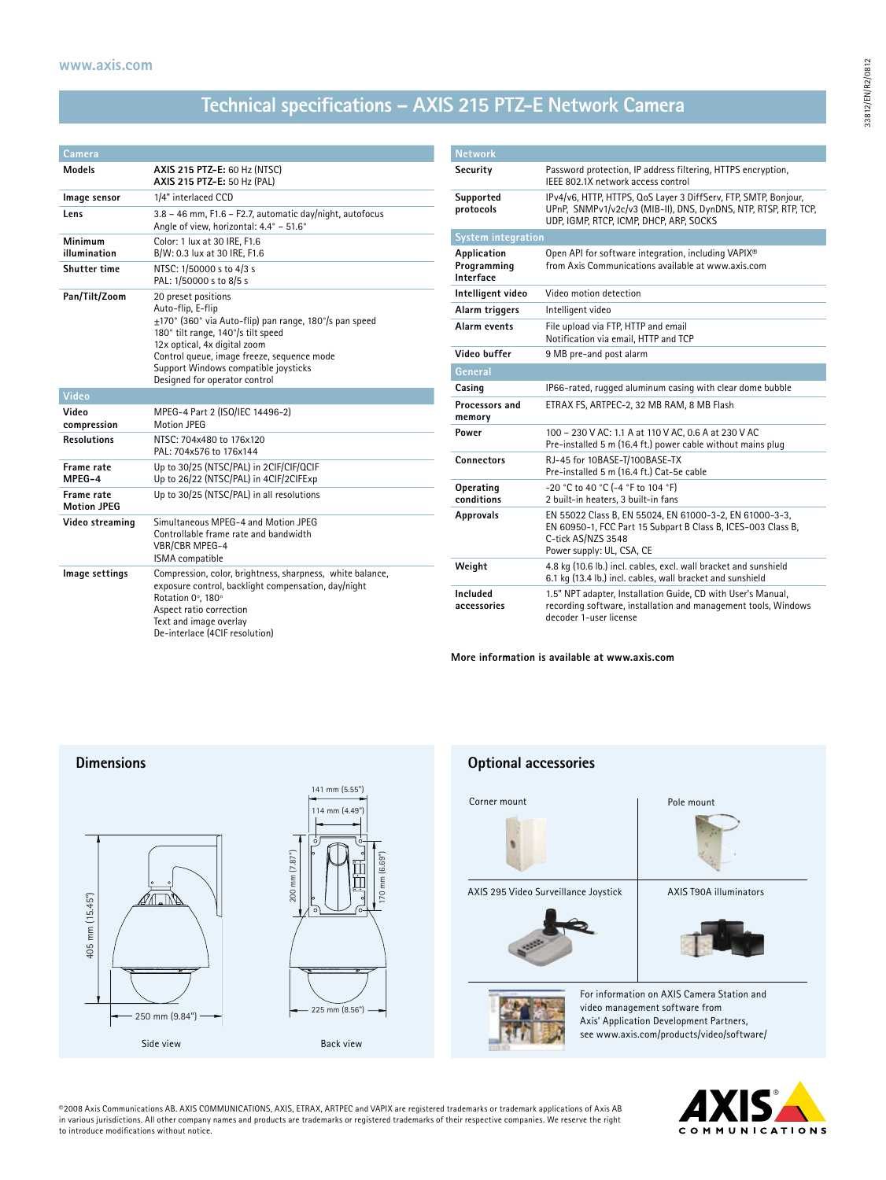www.axis.com

# Technical specifications – AXIS 215 PTZ-E Network Camera

## Camera

| | |
|---|---|
| **Models** | **AXIS 215 PTZ-E:** 60 Hz (NTSC)<br>**AXIS 215 PTZ-E:** 50 Hz (PAL) |
| **Image sensor** | 1/4" interlaced CCD |
| **Lens** | 3.8 – 46 mm, F1.6 – F2.7, automatic day/night, autofocus<br>Angle of view, horizontal: 4.4° – 51.6° |
| **Minimum illumination** | Color: 1 lux at 30 IRE, F1.6<br>B/W: 0.3 lux at 30 IRE, F1.6 |
| **Shutter time** | NTSC: 1/50000 s to 4/3 s<br>PAL: 1/50000 s to 8/5 s |
| **Pan/Tilt/Zoom** | 20 preset positions<br>Auto-flip, E-flip<br>±170° (360° via Auto-flip) pan range, 180°/s pan speed<br>180° tilt range, 140°/s tilt speed<br>12x optical, 4x digital zoom<br>Control queue, image freeze, sequence mode<br>Support Windows compatible joysticks<br>Designed for operator control |

## Video

| | |
|---|---|
| **Video compression** | MPEG-4 Part 2 (ISO/IEC 14496-2)<br>Motion JPEG |
| **Resolutions** | NTSC: 704x480 to 176x120<br>PAL: 704x576 to 176x144 |
| **Frame rate MPEG-4** | Up to 30/25 (NTSC/PAL) in 2CIF/CIF/QCIF<br>Up to 26/22 (NTSC/PAL) in 4CIF/2CIFExp |
| **Frame rate Motion JPEG** | Up to 30/25 (NTSC/PAL) in all resolutions |
| **Video streaming** | Simultaneous MPEG-4 and Motion JPEG<br>Controllable frame rate and bandwidth<br>VBR/CBR MPEG-4<br>ISMA compatible |
| **Image settings** | Compression, color, brightness, sharpness, white balance, exposure control, backlight compensation, day/night<br>Rotation 0°, 180°<br>Aspect ratio correction<br>Text and image overlay<br>De-interlace (4CIF resolution) |

## Network

| | |
|---|---|
| **Security** | Password protection, IP address filtering, HTTPS encryption, IEEE 802.1X network access control |
| **Supported protocols** | IPv4/v6, HTTP, HTTPS, QoS Layer 3 DiffServ, FTP, SMTP, Bonjour, UPnP, SNMPv1/v2c/v3 (MIB-II), DNS, DynDNS, NTP, RTSP, RTP, TCP, UDP, IGMP, RTCP, ICMP, DHCP, ARP, SOCKS |

## System integration

| | |
|---|---|
| **Application Programming Interface** | Open API for software integration, including VAPIX® from Axis Communications available at www.axis.com |
| **Intelligent video** | Video motion detection |
| **Alarm triggers** | Intelligent video |
| **Alarm events** | File upload via FTP, HTTP and email<br>Notification via email, HTTP and TCP |
| **Video buffer** | 9 MB pre-and post alarm |

## General

| | |
|---|---|
| **Casing** | IP66-rated, rugged aluminum casing with clear dome bubble |
| **Processors and memory** | ETRAX FS, ARTPEC-2, 32 MB RAM, 8 MB Flash |
| **Power** | 100 – 230 V AC: 1.1 A at 110 V AC, 0.6 A at 230 V AC<br>Pre-installed 5 m (16.4 ft.) power cable without mains plug |
| **Connectors** | RJ-45 for 10BASE-T/100BASE-TX<br>Pre-installed 5 m (16.4 ft.) Cat-5e cable |
| **Operating conditions** | -20 °C to 40 °C (-4 °F to 104 °F)<br>2 built-in heaters, 3 built-in fans |
| **Approvals** | EN 55022 Class B, EN 55024, EN 61000-3-2, EN 61000-3-3, EN 60950-1, FCC Part 15 Subpart B Class B, ICES-003 Class B, C-tick AS/NZS 3548<br>Power supply: UL, CSA, CE |
| **Weight** | 4.8 kg (10.6 lb.) incl. cables, excl. wall bracket and sunshield<br>6.1 kg (13.4 lb.) incl. cables, wall bracket and sunshield |
| **Included accessories** | 1.5" NPT adapter, Installation Guide, CD with User's Manual, recording software, installation and management tools, Windows decoder 1-user license |

**More information is available at www.axis.com**

## Dimensions

405 mm (15.45")
250 mm (9.84")
Side view

141 mm (5.55")
114 mm (4.49")
200 mm (7.87")
170 mm (6.69")
225 mm (8.56")
Back view

## Optional accessories

Corner mount

Pole mount

AXIS 295 Video Surveillance Joystick

AXIS T90A illuminators

For information on AXIS Camera Station and video management software from Axis' Application Development Partners, see www.axis.com/products/video/software/

©2008 Axis Communications AB. AXIS COMMUNICATIONS, AXIS, ETRAX, ARTPEC and VAPIX are registered trademarks or trademark applications of Axis AB in various jurisdictions. All other company names and products are trademarks or registered trademarks of their respective companies. We reserve the right to introduce modifications without notice.

33812/EN/R2/0812